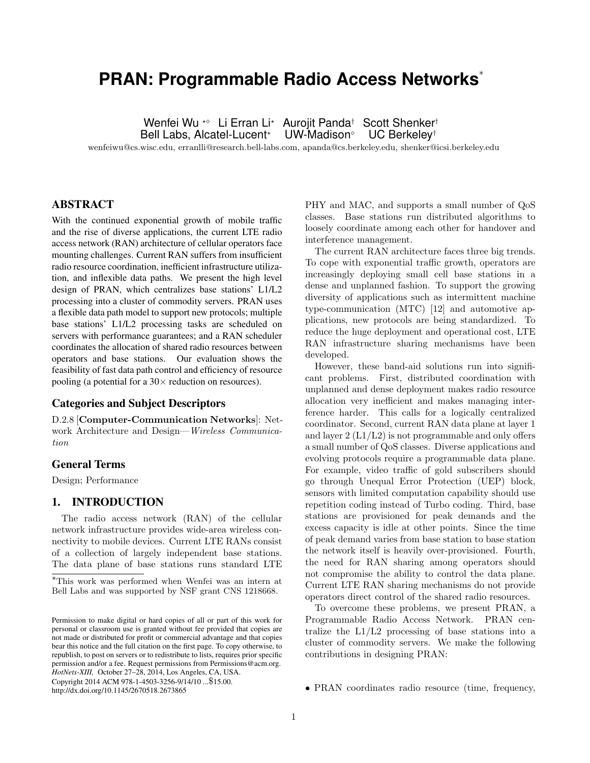# PRAN: Programmable Radio Access Networks*

Wenfei Wu ⋆⋄ Li Erran Li⋆ Aurojit Panda† Scott Shenker†
Bell Labs, Alcatel-Lucent⋆ UW-Madison⋄ UC Berkeley†

wenfeiwu@cs.wisc.edu, erranlli@research.bell-labs.com, apanda@cs.berkeley.edu, shenker@icsi.berkeley.edu

## ABSTRACT

With the continued exponential growth of mobile traffic and the rise of diverse applications, the current LTE radio access network (RAN) architecture of cellular operators face mounting challenges. Current RAN suffers from insufficient radio resource coordination, inefficient infrastructure utilization, and inflexible data paths. We present the high level design of PRAN, which centralizes base stations' L1/L2 processing into a cluster of commodity servers. PRAN uses a flexible data path model to support new protocols; multiple base stations' L1/L2 processing tasks are scheduled on servers with performance guarantees; and a RAN scheduler coordinates the allocation of shared radio resources between operators and base stations. Our evaluation shows the feasibility of fast data path control and efficiency of resource pooling (a potential for a 30× reduction on resources).

### Categories and Subject Descriptors

D.2.8 [**Computer-Communication Networks**]: Network Architecture and Design—*Wireless Communication*

### General Terms

Design; Performance

## 1. INTRODUCTION

The radio access network (RAN) of the cellular network infrastructure provides wide-area wireless connectivity to mobile devices. Current LTE RANs consist of a collection of largely independent base stations. The data plane of base stations runs standard LTE PHY and MAC, and supports a small number of QoS classes. Base stations run distributed algorithms to loosely coordinate among each other for handover and interference management.

The current RAN architecture faces three big trends. To cope with exponential traffic growth, operators are increasingly deploying small cell base stations in a dense and unplanned fashion. To support the growing diversity of applications such as intermittent machine type-communication (MTC) [12] and automotive applications, new protocols are being standardized. To reduce the huge deployment and operational cost, LTE RAN infrastructure sharing mechanisms have been developed.

However, these band-aid solutions run into significant problems. First, distributed coordination with unplanned and dense deployment makes radio resource allocation very inefficient and makes managing interference harder. This calls for a logically centralized coordinator. Second, current RAN data plane at layer 1 and layer 2 (L1/L2) is not programmable and only offers a small number of QoS classes. Diverse applications and evolving protocols require a programmable data plane. For example, video traffic of gold subscribers should go through Unequal Error Protection (UEP) block, sensors with limited computation capability should use repetition coding instead of Turbo coding. Third, base stations are provisioned for peak demands and the excess capacity is idle at other points. Since the time of peak demand varies from base station to base station the network itself is heavily over-provisioned. Fourth, the need for RAN sharing among operators should not compromise the ability to control the data plane. Current LTE RAN sharing mechanisms do not provide operators direct control of the shared radio resources.

To overcome these problems, we present PRAN, a Programmable Radio Access Network. PRAN centralize the L1/L2 processing of base stations into a cluster of commodity servers. We make the following contributions in designing PRAN:

- PRAN coordinates radio resource (time, frequency,

*This work was performed when Wenfei was an intern at Bell Labs and was supported by NSF grant CNS 1218668.

Permission to make digital or hard copies of all or part of this work for personal or classroom use is granted without fee provided that copies are not made or distributed for profit or commercial advantage and that copies bear this notice and the full citation on the first page. To copy otherwise, to republish, to post on servers or to redistribute to lists, requires prior specific permission and/or a fee. Request permissions from Permissions@acm.org.
*HotNets-XIII,* October 27–28, 2014, Los Angeles, CA, USA.
Copyright 2014 ACM 978-1-4503-3256-9/14/10 ...$15.00.
http://dx.doi.org/10.1145/2670518.2673865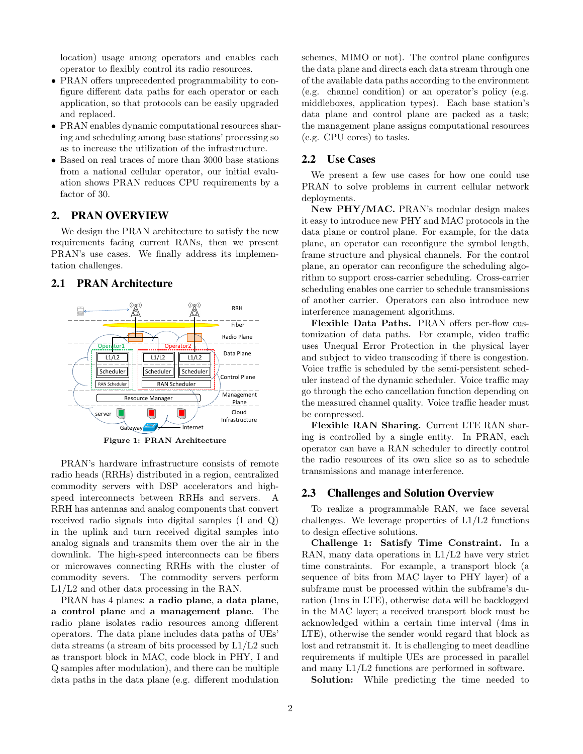location) usage among operators and enables each operator to flexibly control its radio resources.

- PRAN offers unprecedented programmability to configure different data paths for each operator or each application, so that protocols can be easily upgraded and replaced.
- PRAN enables dynamic computational resources sharing and scheduling among base stations' processing so as to increase the utilization of the infrastructure.
- Based on real traces of more than 3000 base stations from a national cellular operator, our initial evaluation shows PRAN reduces CPU requirements by a factor of 30.

## 2. PRAN OVERVIEW

We design the PRAN architecture to satisfy the new requirements facing current RANs, then we present PRAN's use cases. We finally address its implementation challenges.

### 2.1 PRAN Architecture

RRH
Fiber
Radio Plane
Operator1
Operator2
Data Plane
L1/L2
L1/L2
L1/L2
Scheduler
Scheduler
Scheduler
Control Plane
RAN Scheduler
RAN Scheduler
Resource Manager
Management Plane
server
Cloud Infrastructure
Gateway
Internet

**Figure 1: PRAN Architecture**

PRAN's hardware infrastructure consists of remote radio heads (RRHs) distributed in a region, centralized commodity servers with DSP accelerators and high-speed interconnects between RRHs and servers. A RRH has antennas and analog components that convert received radio signals into digital samples (I and Q) in the uplink and turn received digital samples into analog signals and transmits them over the air in the downlink. The high-speed interconnects can be fibers or microwaves connecting RRHs with the cluster of commodity severs. The commodity servers perform L1/L2 and other data processing in the RAN.

PRAN has 4 planes: **a radio plane**, **a data plane**, **a control plane** and **a management plane**. The radio plane isolates radio resources among different operators. The data plane includes data paths of UEs' data streams (a stream of bits processed by L1/L2 such as transport block in MAC, code block in PHY, I and Q samples after modulation), and there can be multiple data paths in the data plane (e.g. different modulation schemes, MIMO or not). The control plane configures the data plane and directs each data stream through one of the available data paths according to the environment (e.g. channel condition) or an operator's policy (e.g. middleboxes, application types). Each base station's data plane and control plane are packed as a task; the management plane assigns computational resources (e.g. CPU cores) to tasks.

### 2.2 Use Cases

We present a few use cases for how one could use PRAN to solve problems in current cellular network deployments.

**New PHY/MAC.** PRAN's modular design makes it easy to introduce new PHY and MAC protocols in the data plane or control plane. For example, for the data plane, an operator can reconfigure the symbol length, frame structure and physical channels. For the control plane, an operator can reconfigure the scheduling algorithm to support cross-carrier scheduling. Cross-carrier scheduling enables one carrier to schedule transmissions of another carrier. Operators can also introduce new interference management algorithms.

**Flexible Data Paths.** PRAN offers per-flow customization of data paths. For example, video traffic uses Unequal Error Protection in the physical layer and subject to video transcoding if there is congestion. Voice traffic is scheduled by the semi-persistent scheduler instead of the dynamic scheduler. Voice traffic may go through the echo cancellation function depending on the measured channel quality. Voice traffic header must be compressed.

**Flexible RAN Sharing.** Current LTE RAN sharing is controlled by a single entity. In PRAN, each operator can have a RAN scheduler to directly control the radio resources of its own slice so as to schedule transmissions and manage interference.

### 2.3 Challenges and Solution Overview

To realize a programmable RAN, we face several challenges. We leverage properties of L1/L2 functions to design effective solutions.

**Challenge 1: Satisfy Time Constraint.** In a RAN, many data operations in L1/L2 have very strict time constraints. For example, a transport block (a sequence of bits from MAC layer to PHY layer) of a subframe must be processed within the subframe's duration (1ms in LTE), otherwise data will be backlogged in the MAC layer; a received transport block must be acknowledged within a certain time interval (4ms in LTE), otherwise the sender would regard that block as lost and retransmit it. It is challenging to meet deadline requirements if multiple UEs are processed in parallel and many L1/L2 functions are performed in software.

**Solution:** While predicting the time needed to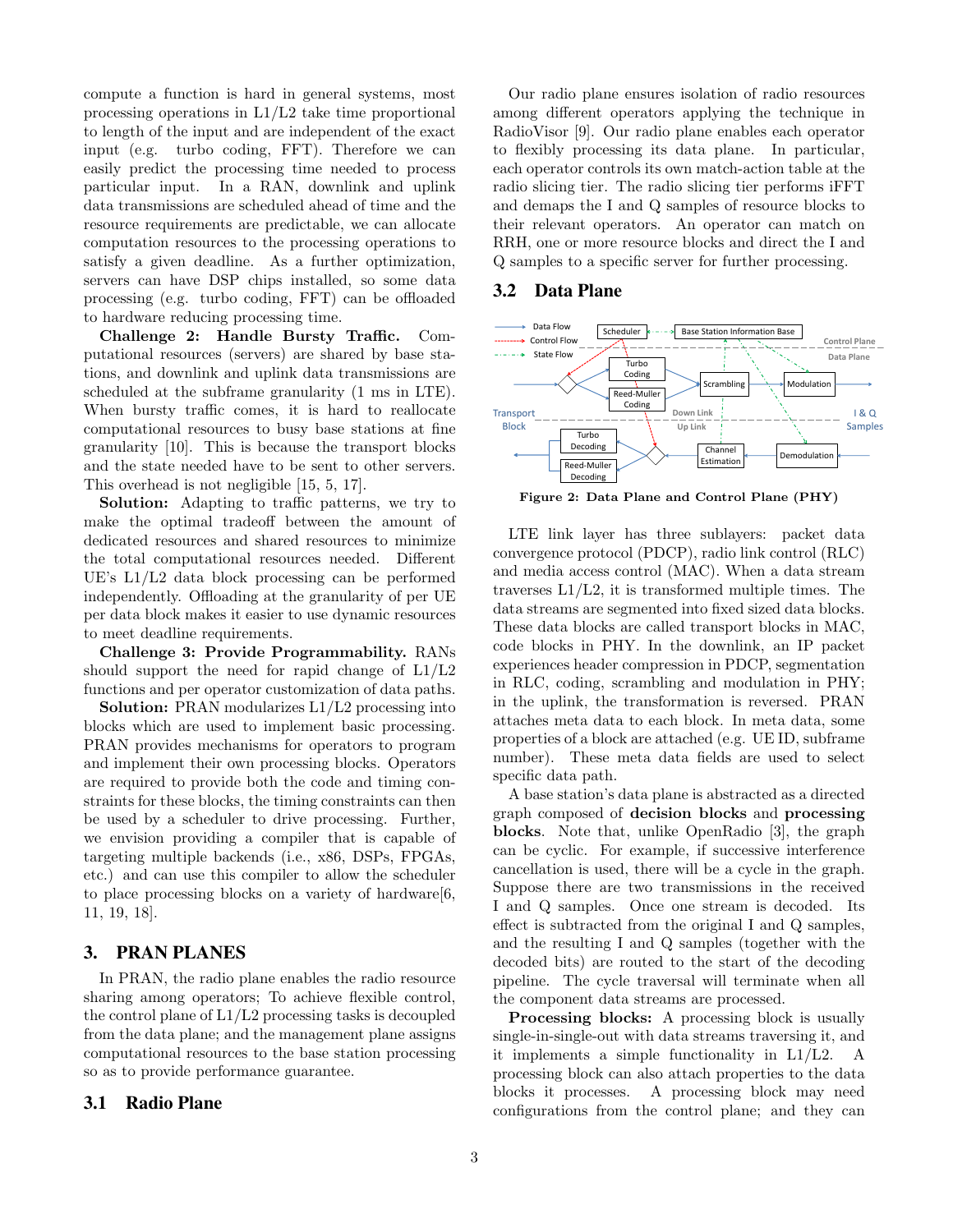compute a function is hard in general systems, most processing operations in L1/L2 take time proportional to length of the input and are independent of the exact input (e.g. turbo coding, FFT). Therefore we can easily predict the processing time needed to process particular input. In a RAN, downlink and uplink data transmissions are scheduled ahead of time and the resource requirements are predictable, we can allocate computation resources to the processing operations to satisfy a given deadline. As a further optimization, servers can have DSP chips installed, so some data processing (e.g. turbo coding, FFT) can be offloaded to hardware reducing processing time.

**Challenge 2: Handle Bursty Traffic.** Computational resources (servers) are shared by base stations, and downlink and uplink data transmissions are scheduled at the subframe granularity (1 ms in LTE). When bursty traffic comes, it is hard to reallocate computational resources to busy base stations at fine granularity [10]. This is because the transport blocks and the state needed have to be sent to other servers. This overhead is not negligible [15, 5, 17].

**Solution:** Adapting to traffic patterns, we try to make the optimal tradeoff between the amount of dedicated resources and shared resources to minimize the total computational resources needed. Different UE's L1/L2 data block processing can be performed independently. Offloading at the granularity of per UE per data block makes it easier to use dynamic resources to meet deadline requirements.

**Challenge 3: Provide Programmability.** RANs should support the need for rapid change of L1/L2 functions and per operator customization of data paths.

**Solution:** PRAN modularizes L1/L2 processing into blocks which are used to implement basic processing. PRAN provides mechanisms for operators to program and implement their own processing blocks. Operators are required to provide both the code and timing constraints for these blocks, the timing constraints can then be used by a scheduler to drive processing. Further, we envision providing a compiler that is capable of targeting multiple backends (i.e., x86, DSPs, FPGAs, etc.) and can use this compiler to allow the scheduler to place processing blocks on a variety of hardware[6, 11, 19, 18].

## 3. PRAN PLANES

In PRAN, the radio plane enables the radio resource sharing among operators; To achieve flexible control, the control plane of L1/L2 processing tasks is decoupled from the data plane; and the management plane assigns computational resources to the base station processing so as to provide performance guarantee.

### 3.1 Radio Plane

Our radio plane ensures isolation of radio resources among different operators applying the technique in RadioVisor [9]. Our radio plane enables each operator to flexibly processing its data plane. In particular, each operator controls its own match-action table at the radio slicing tier. The radio slicing tier performs iFFT and demaps the I and Q samples of resource blocks to their relevant operators. An operator can match on RRH, one or more resource blocks and direct the I and Q samples to a specific server for further processing.

### 3.2 Data Plane

Data Flow
Control Flow
State Flow
Scheduler
Base Station Information Base
Control Plane
Data Plane
Turbo Coding
Reed-Muller Coding
Scrambling
Modulation
Transport Block
Down Link
Up Link
I & Q Samples
Turbo Decoding
Reed-Muller Decoding
Channel Estimation
Demodulation

**Figure 2: Data Plane and Control Plane (PHY)**

LTE link layer has three sublayers: packet data convergence protocol (PDCP), radio link control (RLC) and media access control (MAC). When a data stream traverses L1/L2, it is transformed multiple times. The data streams are segmented into fixed sized data blocks. These data blocks are called transport blocks in MAC, code blocks in PHY. In the downlink, an IP packet experiences header compression in PDCP, segmentation in RLC, coding, scrambling and modulation in PHY; in the uplink, the transformation is reversed. PRAN attaches meta data to each block. In meta data, some properties of a block are attached (e.g. UE ID, subframe number). These meta data fields are used to select specific data path.

A base station's data plane is abstracted as a directed graph composed of **decision blocks** and **processing blocks**. Note that, unlike OpenRadio [3], the graph can be cyclic. For example, if successive interference cancellation is used, there will be a cycle in the graph. Suppose there are two transmissions in the received I and Q samples. Once one stream is decoded. Its effect is subtracted from the original I and Q samples, and the resulting I and Q samples (together with the decoded bits) are routed to the start of the decoding pipeline. The cycle traversal will terminate when all the component data streams are processed.

**Processing blocks:** A processing block is usually single-in-single-out with data streams traversing it, and it implements a simple functionality in L1/L2. A processing block can also attach properties to the data blocks it processes. A processing block may need configurations from the control plane; and they can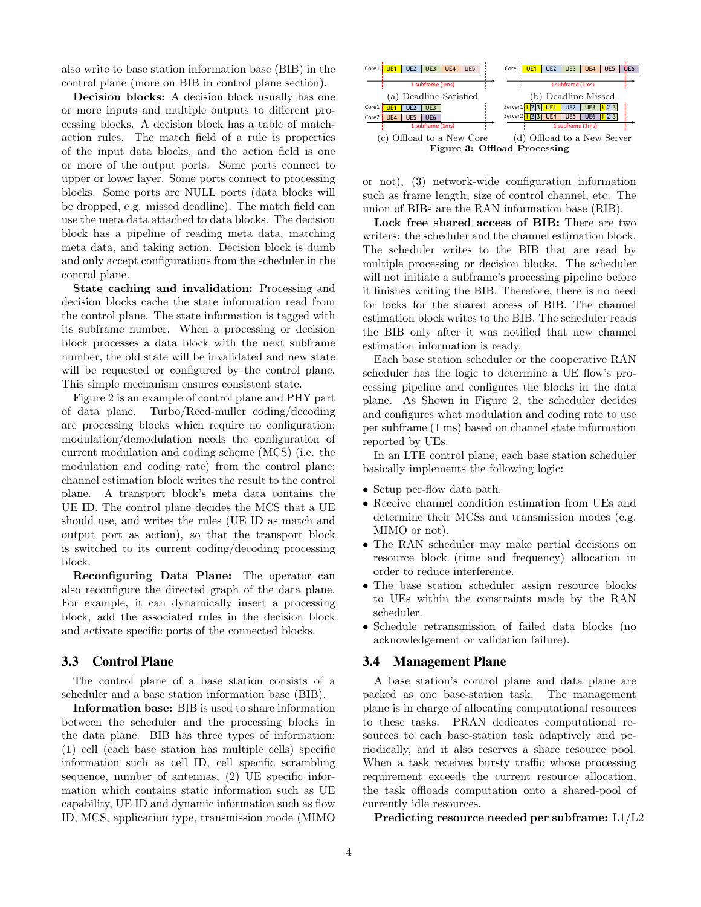also write to base station information base (BIB) in the control plane (more on BIB in control plane section).

**Decision blocks:** A decision block usually has one or more inputs and multiple outputs to different processing blocks. A decision block has a table of match-action rules. The match field of a rule is properties of the input data blocks, and the action field is one or more of the output ports. Some ports connect to upper or lower layer. Some ports connect to processing blocks. Some ports are NULL ports (data blocks will be dropped, e.g. missed deadline). The match field can use the meta data attached to data blocks. The decision block has a pipeline of reading meta data, matching meta data, and taking action. Decision block is dumb and only accept configurations from the scheduler in the control plane.

**State caching and invalidation:** Processing and decision blocks cache the state information read from the control plane. The state information is tagged with its subframe number. When a processing or decision block processes a data block with the next subframe number, the old state will be invalidated and new state will be requested or configured by the control plane. This simple mechanism ensures consistent state.

Figure 2 is an example of control plane and PHY part of data plane. Turbo/Reed-muller coding/decoding are processing blocks which require no configuration; modulation/demodulation needs the configuration of current modulation and coding scheme (MCS) (i.e. the modulation and coding rate) from the control plane; channel estimation block writes the result to the control plane. A transport block's meta data contains the UE ID. The control plane decides the MCS that a UE should use, and writes the rules (UE ID as match and output port as action), so that the transport block is switched to its current coding/decoding processing block.

**Reconfiguring Data Plane:** The operator can also reconfigure the directed graph of the data plane. For example, it can dynamically insert a processing block, add the associated rules in the decision block and activate specific ports of the connected blocks.

### 3.3 Control Plane

The control plane of a base station consists of a scheduler and a base station information base (BIB).

**Information base:** BIB is used to share information between the scheduler and the processing blocks in the data plane. BIB has three types of information: (1) cell (each base station has multiple cells) specific information such as cell ID, cell specific scrambling sequence, number of antennas, (2) UE specific information which contains static information such as UE capability, UE ID and dynamic information such as flow ID, MCS, application type, transmission mode (MIMO or not), (3) network-wide configuration information such as frame length, size of control channel, etc. The union of BIBs are the RAN information base (RIB).

Core1 UE1 UE2 UE3 UE4 UE5
1 subframe (1ms)
(a) Deadline Satisfied

Core1 UE1 UE2 UE3 UE4 UE5 UE6
1 subframe (1ms)
(b) Deadline Missed

Core1 UE1 UE2 UE3
Core2 UE4 UE5 UE6
1 subframe (1ms)
(c) Offload to a New Core

Server1 1 2 3 UE1 UE2 UE3 1 2 3
Server2 1 2 3 UE4 UE5 UE6 1 2 3
1 subframe (1ms)
(d) Offload to a New Server

**Figure 3: Offload Processing**

**Lock free shared access of BIB:** There are two writers: the scheduler and the channel estimation block. The scheduler writes to the BIB that are read by multiple processing or decision blocks. The scheduler will not initiate a subframe's processing pipeline before it finishes writing the BIB. Therefore, there is no need for locks for the shared access of BIB. The channel estimation block writes to the BIB. The scheduler reads the BIB only after it was notified that new channel estimation information is ready.

Each base station scheduler or the cooperative RAN scheduler has the logic to determine a UE flow's processing pipeline and configures the blocks in the data plane. As Shown in Figure 2, the scheduler decides and configures what modulation and coding rate to use per subframe (1 ms) based on channel state information reported by UEs.

In an LTE control plane, each base station scheduler basically implements the following logic:

- Setup per-flow data path.
- Receive channel condition estimation from UEs and determine their MCSs and transmission modes (e.g. MIMO or not).
- The RAN scheduler may make partial decisions on resource block (time and frequency) allocation in order to reduce interference.
- The base station scheduler assign resource blocks to UEs within the constraints made by the RAN scheduler.
- Schedule retransmission of failed data blocks (no acknowledgement or validation failure).

### 3.4 Management Plane

A base station's control plane and data plane are packed as one base-station task. The management plane is in charge of allocating computational resources to these tasks. PRAN dedicates computational resources to each base-station task adaptively and periodically, and it also reserves a share resource pool. When a task receives bursty traffic whose processing requirement exceeds the current resource allocation, the task offloads computation onto a shared-pool of currently idle resources.

**Predicting resource needed per subframe:** L1/L2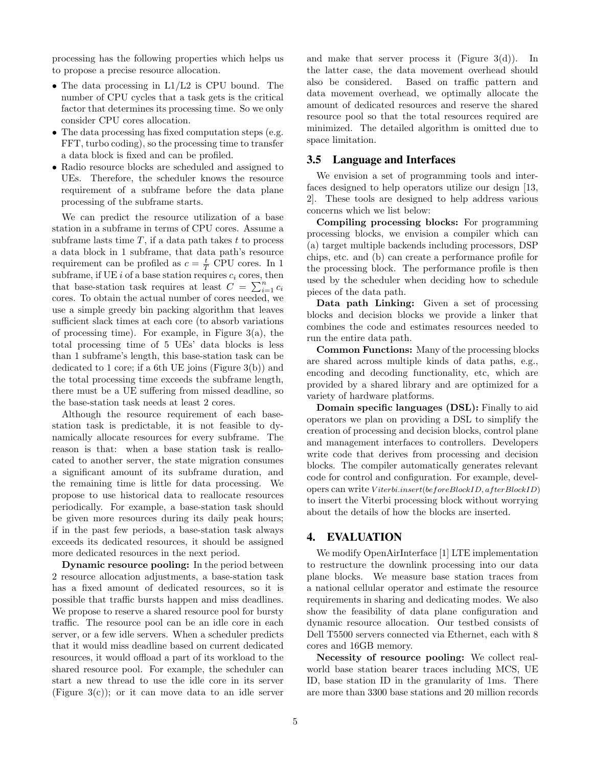processing has the following properties which helps us to propose a precise resource allocation.

- The data processing in L1/L2 is CPU bound. The number of CPU cycles that a task gets is the critical factor that determines its processing time. So we only consider CPU cores allocation.
- The data processing has fixed computation steps (e.g. FFT, turbo coding), so the processing time to transfer a data block is fixed and can be profiled.
- Radio resource blocks are scheduled and assigned to UEs. Therefore, the scheduler knows the resource requirement of a subframe before the data plane processing of the subframe starts.

We can predict the resource utilization of a base station in a subframe in terms of CPU cores. Assume a subframe lasts time $T$, if a data path takes $t$ to process a data block in 1 subframe, that data path's resource requirement can be profiled as $c = \frac{t}{T}$ CPU cores. In 1 subframe, if UE $i$ of a base station requires $c_i$ cores, then that base-station task requires at least $C = \sum_{i=1}^{n} c_i$ cores. To obtain the actual number of cores needed, we use a simple greedy bin packing algorithm that leaves sufficient slack times at each core (to absorb variations of processing time). For example, in Figure 3(a), the total processing time of 5 UEs' data blocks is less than 1 subframe's length, this base-station task can be dedicated to 1 core; if a 6th UE joins (Figure 3(b)) and the total processing time exceeds the subframe length, there must be a UE suffering from missed deadline, so the base-station task needs at least 2 cores.

Although the resource requirement of each base-station task is predictable, it is not feasible to dynamically allocate resources for every subframe. The reason is that: when a base station task is reallocated to another server, the state migration consumes a significant amount of its subframe duration, and the remaining time is little for data processing. We propose to use historical data to reallocate resources periodically. For example, a base-station task should be given more resources during its daily peak hours; if in the past few periods, a base-station task always exceeds its dedicated resources, it should be assigned more dedicated resources in the next period.

**Dynamic resource pooling:** In the period between 2 resource allocation adjustments, a base-station task has a fixed amount of dedicated resources, so it is possible that traffic bursts happen and miss deadlines. We propose to reserve a shared resource pool for bursty traffic. The resource pool can be an idle core in each server, or a few idle servers. When a scheduler predicts that it would miss deadline based on current dedicated resources, it would offload a part of its workload to the shared resource pool. For example, the scheduler can start a new thread to use the idle core in its server (Figure 3(c)); or it can move data to an idle server and make that server process it (Figure 3(d)). In the latter case, the data movement overhead should also be considered. Based on traffic pattern and data movement overhead, we optimally allocate the amount of dedicated resources and reserve the shared resource pool so that the total resources required are minimized. The detailed algorithm is omitted due to space limitation.

### 3.5 Language and Interfaces

We envision a set of programming tools and interfaces designed to help operators utilize our design [13, 2]. These tools are designed to help address various concerns which we list below:

**Compiling processing blocks:** For programming processing blocks, we envision a compiler which can (a) target multiple backends including processors, DSP chips, etc. and (b) can create a performance profile for the processing block. The performance profile is then used by the scheduler when deciding how to schedule pieces of the data path.

**Data path Linking:** Given a set of processing blocks and decision blocks we provide a linker that combines the code and estimates resources needed to run the entire data path.

**Common Functions:** Many of the processing blocks are shared across multiple kinds of data paths, e.g., encoding and decoding functionality, etc, which are provided by a shared library and are optimized for a variety of hardware platforms.

**Domain specific languages (DSL):** Finally to aid operators we plan on providing a DSL to simplify the creation of processing and decision blocks, control plane and management interfaces to controllers. Developers write code that derives from processing and decision blocks. The compiler automatically generates relevant code for control and configuration. For example, developers can write $Viterbi.insert(beforeBlockID, afterBlockID)$ to insert the Viterbi processing block without worrying about the details of how the blocks are inserted.

## 4. EVALUATION

We modify OpenAirInterface [1] LTE implementation to restructure the downlink processing into our data plane blocks. We measure base station traces from a national cellular operator and estimate the resource requirements in sharing and dedicating modes. We also show the feasibility of data plane configuration and dynamic resource allocation. Our testbed consists of Dell T5500 servers connected via Ethernet, each with 8 cores and 16GB memory.

**Necessity of resource pooling:** We collect real-world base station bearer traces including MCS, UE ID, base station ID in the granularity of 1ms. There are more than 3300 base stations and 20 million records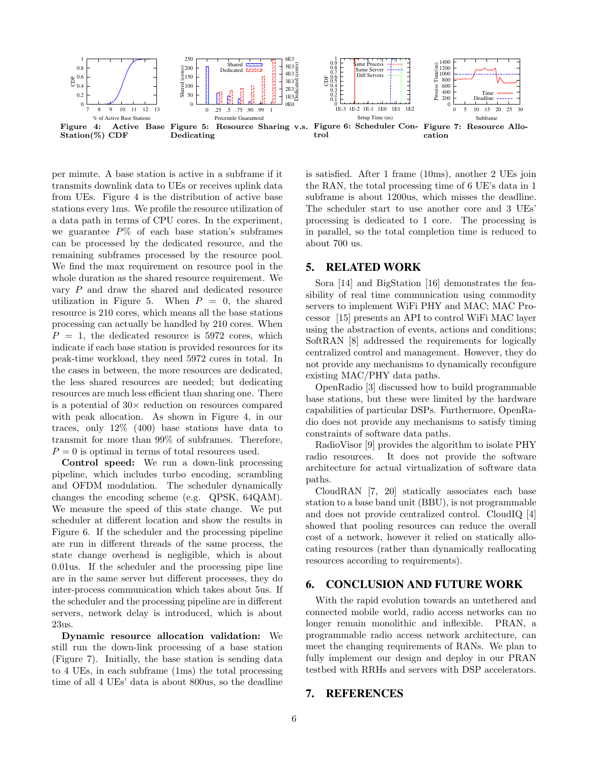Figure 4: Active Base Station(%) CDF

Figure 5: Resource Sharing v.s. Dedicating

Figure 6: Scheduler Control

Figure 7: Resource Allocation

per minute. A base station is active in a subframe if it transmits downlink data to UEs or receives uplink data from UEs. Figure 4 is the distribution of active base stations every 1ms. We profile the resource utilization of a data path in terms of CPU cores. In the experiment, we guarantee $P$% of each base station's subframes can be processed by the dedicated resource, and the remaining subframes processed by the resource pool. We find the max requirement on resource pool in the whole duration as the shared resource requirement. We vary $P$ and draw the shared and dedicated resource utilization in Figure 5. When $P = 0$, the shared resource is 210 cores, which means all the base stations processing can actually be handled by 210 cores. When $P = 1$, the dedicated resource is 5972 cores, which indicate if each base station is provided resources for its peak-time workload, they need 5972 cores in total. In the cases in between, the more resources are dedicated, the less shared resources are needed; but dedicating resources are much less efficient than sharing one. There is a potential of 30× reduction on resources compared with peak allocation. As shown in Figure 4, in our traces, only 12% (400) base stations have data to transmit for more than 99% of subframes. Therefore, $P = 0$ is optimal in terms of total resources used.

**Control speed:** We run a down-link processing pipeline, which includes turbo encoding, scrambling and OFDM modulation. The scheduler dynamically changes the encoding scheme (e.g. QPSK, 64QAM). We measure the speed of this state change. We put scheduler at different location and show the results in Figure 6. If the scheduler and the processing pipeline are run in different threads of the same process, the state change overhead is negligible, which is about 0.01us. If the scheduler and the processing pipe line are in the same server but different processes, they do inter-process communication which takes about 5us. If the scheduler and the processing pipeline are in different servers, network delay is introduced, which is about 23us.

**Dynamic resource allocation validation:** We still run the down-link processing of a base station (Figure 7). Initially, the base station is sending data to 4 UEs, in each subframe (1ms) the total processing time of all 4 UEs' data is about 800us, so the deadline is satisfied. After 1 frame (10ms), another 2 UEs join the RAN, the total processing time of 6 UE's data in 1 subframe is about 1200us, which misses the deadline. The scheduler start to use another core and 3 UEs' processing is dedicated to 1 core. The processing is in parallel, so the total completion time is reduced to about 700 us.

## 5. RELATED WORK

Sora [14] and BigStation [16] demonstrates the feasibility of real time communication using commodity servers to implement WiFi PHY and MAC; MAC Processor [15] presents an API to control WiFi MAC layer using the abstraction of events, actions and conditions; SoftRAN [8] addressed the requirements for logically centralized control and management. However, they do not provide any mechanisms to dynamically reconfigure existing MAC/PHY data paths.

OpenRadio [3] discussed how to build programmable base stations, but these were limited by the hardware capabilities of particular DSPs. Furthermore, OpenRadio does not provide any mechanisms to satisfy timing constraints of software data paths.

RadioVisor [9] provides the algorithm to isolate PHY radio resources. It does not provide the software architecture for actual virtualization of software data paths.

CloudRAN [7, 20] statically associates each base station to a base band unit (BBU), is not programmable and does not provide centralized control. CloudIQ [4] showed that pooling resources can reduce the overall cost of a network, however it relied on statically allocating resources (rather than dynamically reallocating resources according to requirements).

## 6. CONCLUSION AND FUTURE WORK

With the rapid evolution towards an untethered and connected mobile world, radio access networks can no longer remain monolithic and inflexible. PRAN, a programmable radio access network architecture, can meet the changing requirements of RANs. We plan to fully implement our design and deploy in our PRAN testbed with RRHs and servers with DSP accelerators.

## 7. REFERENCES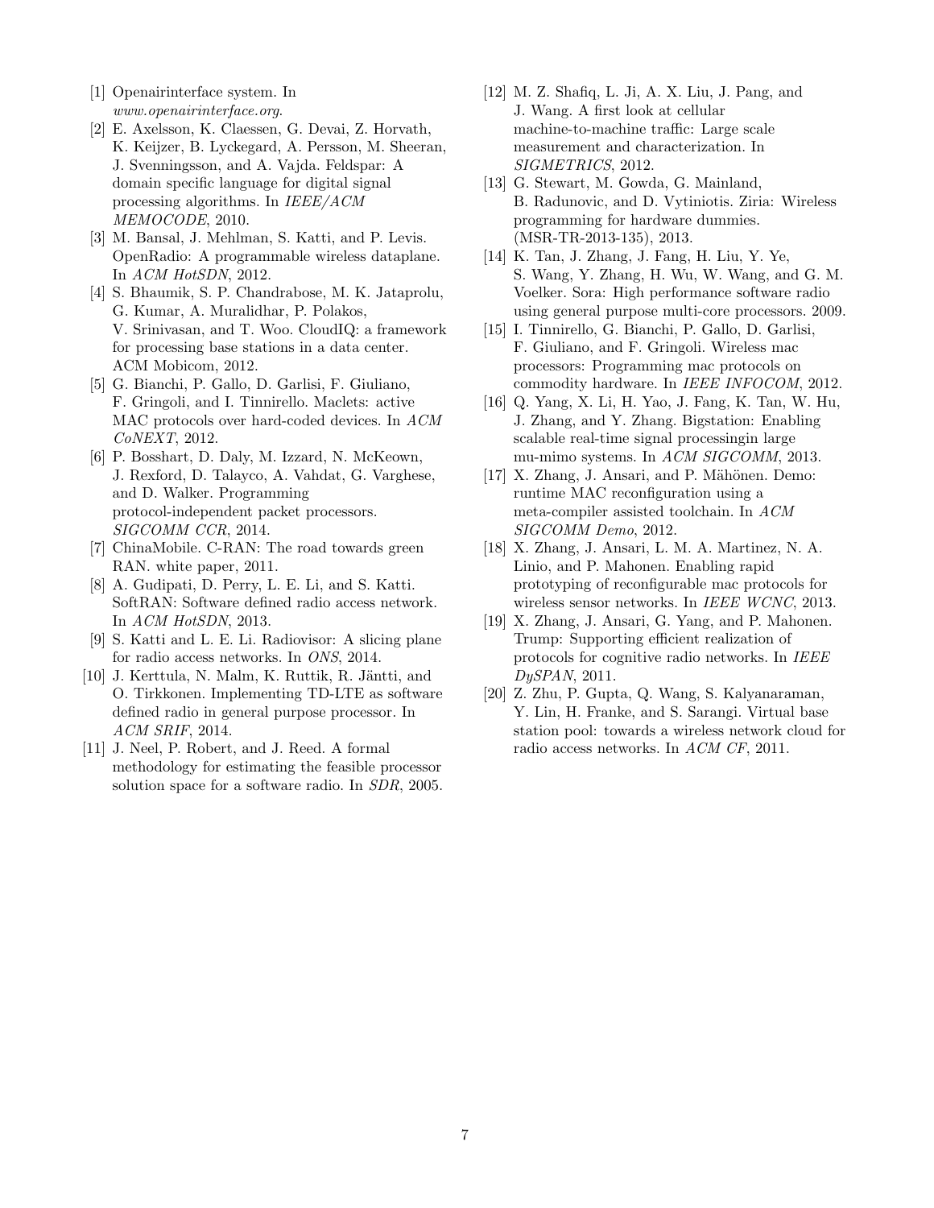[1] Openairinterface system. In *www.openairinterface.org*.

[2] E. Axelsson, K. Claessen, G. Devai, Z. Horvath, K. Keijzer, B. Lyckegard, A. Persson, M. Sheeran, J. Svenningsson, and A. Vajda. Feldspar: A domain specific language for digital signal processing algorithms. In *IEEE/ACM MEMOCODE*, 2010.

[3] M. Bansal, J. Mehlman, S. Katti, and P. Levis. OpenRadio: A programmable wireless dataplane. In *ACM HotSDN*, 2012.

[4] S. Bhaumik, S. P. Chandrabose, M. K. Jataprolu, G. Kumar, A. Muralidhar, P. Polakos, V. Srinivasan, and T. Woo. CloudIQ: a framework for processing base stations in a data center. ACM Mobicom, 2012.

[5] G. Bianchi, P. Gallo, D. Garlisi, F. Giuliano, F. Gringoli, and I. Tinnirello. Maclets: active MAC protocols over hard-coded devices. In *ACM CoNEXT*, 2012.

[6] P. Bosshart, D. Daly, M. Izzard, N. McKeown, J. Rexford, D. Talayco, A. Vahdat, G. Varghese, and D. Walker. Programming protocol-independent packet processors. *SIGCOMM CCR*, 2014.

[7] ChinaMobile. C-RAN: The road towards green RAN. white paper, 2011.

[8] A. Gudipati, D. Perry, L. E. Li, and S. Katti. SoftRAN: Software defined radio access network. In *ACM HotSDN*, 2013.

[9] S. Katti and L. E. Li. Radiovisor: A slicing plane for radio access networks. In *ONS*, 2014.

[10] J. Kerttula, N. Malm, K. Ruttik, R. Jäntti, and O. Tirkkonen. Implementing TD-LTE as software defined radio in general purpose processor. In *ACM SRIF*, 2014.

[11] J. Neel, P. Robert, and J. Reed. A formal methodology for estimating the feasible processor solution space for a software radio. In *SDR*, 2005.

[12] M. Z. Shafiq, L. Ji, A. X. Liu, J. Pang, and J. Wang. A first look at cellular machine-to-machine traffic: Large scale measurement and characterization. In *SIGMETRICS*, 2012.

[13] G. Stewart, M. Gowda, G. Mainland, B. Radunovic, and D. Vytiniotis. Ziria: Wireless programming for hardware dummies. (MSR-TR-2013-135), 2013.

[14] K. Tan, J. Zhang, J. Fang, H. Liu, Y. Ye, S. Wang, Y. Zhang, H. Wu, W. Wang, and G. M. Voelker. Sora: High performance software radio using general purpose multi-core processors. 2009.

[15] I. Tinnirello, G. Bianchi, P. Gallo, D. Garlisi, F. Giuliano, and F. Gringoli. Wireless mac processors: Programming mac protocols on commodity hardware. In *IEEE INFOCOM*, 2012.

[16] Q. Yang, X. Li, H. Yao, J. Fang, K. Tan, W. Hu, J. Zhang, and Y. Zhang. Bigstation: Enabling scalable real-time signal processingin large mu-mimo systems. In *ACM SIGCOMM*, 2013.

[17] X. Zhang, J. Ansari, and P. Mähönen. Demo: runtime MAC reconfiguration using a meta-compiler assisted toolchain. In *ACM SIGCOMM Demo*, 2012.

[18] X. Zhang, J. Ansari, L. M. A. Martinez, N. A. Linio, and P. Mahonen. Enabling rapid prototyping of reconfigurable mac protocols for wireless sensor networks. In *IEEE WCNC*, 2013.

[19] X. Zhang, J. Ansari, G. Yang, and P. Mahonen. Trump: Supporting efficient realization of protocols for cognitive radio networks. In *IEEE DySPAN*, 2011.

[20] Z. Zhu, P. Gupta, Q. Wang, S. Kalyanaraman, Y. Lin, H. Franke, and S. Sarangi. Virtual base station pool: towards a wireless network cloud for radio access networks. In *ACM CF*, 2011.